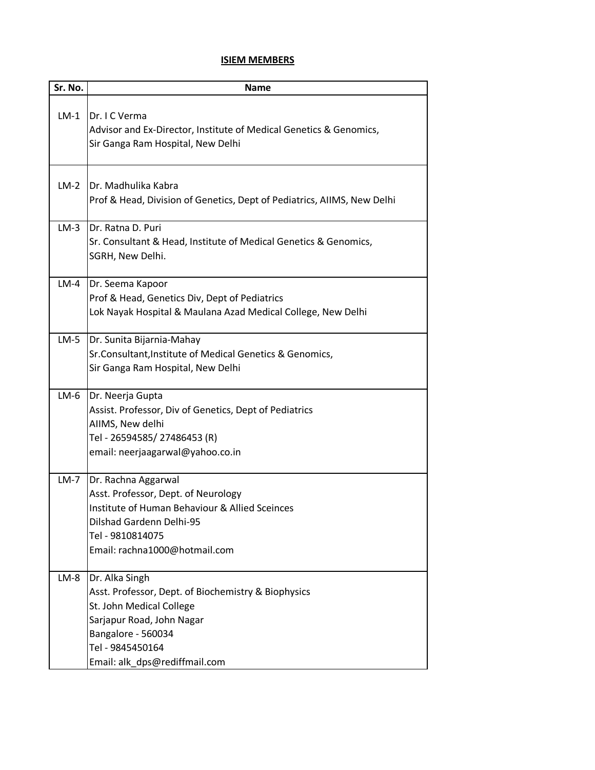## ISIEM MEMBERS

| Sr. No. | Name |
|---|---|
| LM-1 | Dr. I C Verma<br>Advisor and Ex-Director, Institute of Medical Genetics & Genomics,<br>Sir Ganga Ram Hospital, New Delhi |
| LM-2 | Dr. Madhulika Kabra<br>Prof & Head, Division of Genetics, Dept of Pediatrics, AIIMS, New Delhi |
| LM-3 | Dr. Ratna D. Puri<br>Sr. Consultant & Head, Institute of Medical Genetics & Genomics,<br>SGRH, New Delhi. |
| LM-4 | Dr. Seema Kapoor<br>Prof & Head, Genetics Div, Dept of Pediatrics<br>Lok Nayak Hospital & Maulana Azad Medical College, New Delhi |
| LM-5 | Dr. Sunita Bijarnia-Mahay<br>Sr.Consultant,Institute of Medical Genetics & Genomics,<br>Sir Ganga Ram Hospital, New Delhi |
| LM-6 | Dr. Neerja Gupta<br>Assist. Professor, Div of Genetics, Dept of Pediatrics<br>AIIMS, New delhi<br>Tel - 26594585/ 27486453 (R)<br>email: neerjaagarwal@yahoo.co.in |
| LM-7 | Dr. Rachna Aggarwal<br>Asst. Professor, Dept. of Neurology<br>Institute of Human Behaviour & Allied Sceinces<br>Dilshad Gardenn Delhi-95<br>Tel - 9810814075<br>Email: rachna1000@hotmail.com |
| LM-8 | Dr. Alka Singh<br>Asst. Professor, Dept. of Biochemistry & Biophysics<br>St. John Medical College<br>Sarjapur Road, John Nagar<br>Bangalore - 560034<br>Tel - 9845450164<br>Email: alk_dps@rediffmail.com |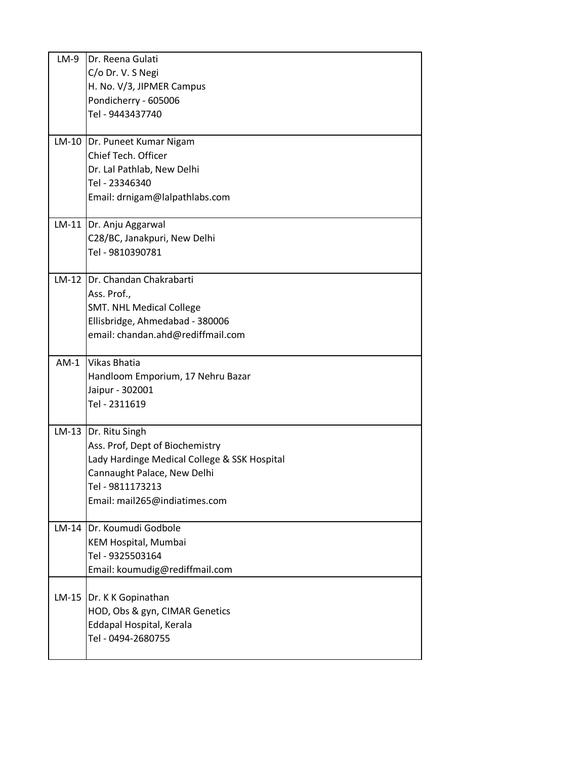| | |
|---|---|
| LM-9 | Dr. Reena Gulati<br>C/o Dr. V. S Negi<br>H. No. V/3, JIPMER Campus<br>Pondicherry - 605006<br>Tel - 9443437740 |
| LM-10 | Dr. Puneet Kumar Nigam<br>Chief Tech. Officer<br>Dr. Lal Pathlab, New Delhi<br>Tel - 23346340<br>Email: drnigam@lalpathlabs.com |
| LM-11 | Dr. Anju Aggarwal<br>C28/BC, Janakpuri, New Delhi<br>Tel - 9810390781 |
| LM-12 | Dr. Chandan Chakrabarti<br>Ass. Prof.,<br>SMT. NHL Medical College<br>Ellisbridge, Ahmedabad - 380006<br>email: chandan.ahd@rediffmail.com |
| AM-1 | Vikas Bhatia<br>Handloom Emporium, 17 Nehru Bazar<br>Jaipur - 302001<br>Tel - 2311619 |
| LM-13 | Dr. Ritu Singh<br>Ass. Prof, Dept of Biochemistry<br>Lady Hardinge Medical College & SSK Hospital<br>Cannaught Palace, New Delhi<br>Tel - 9811173213<br>Email: mail265@indiatimes.com |
| LM-14 | Dr. Koumudi Godbole<br>KEM Hospital, Mumbai<br>Tel - 9325503164<br>Email: koumudig@rediffmail.com |
| LM-15 | Dr. K K Gopinathan<br>HOD, Obs & gyn, CIMAR Genetics<br>Eddapal Hospital, Kerala<br>Tel - 0494-2680755 |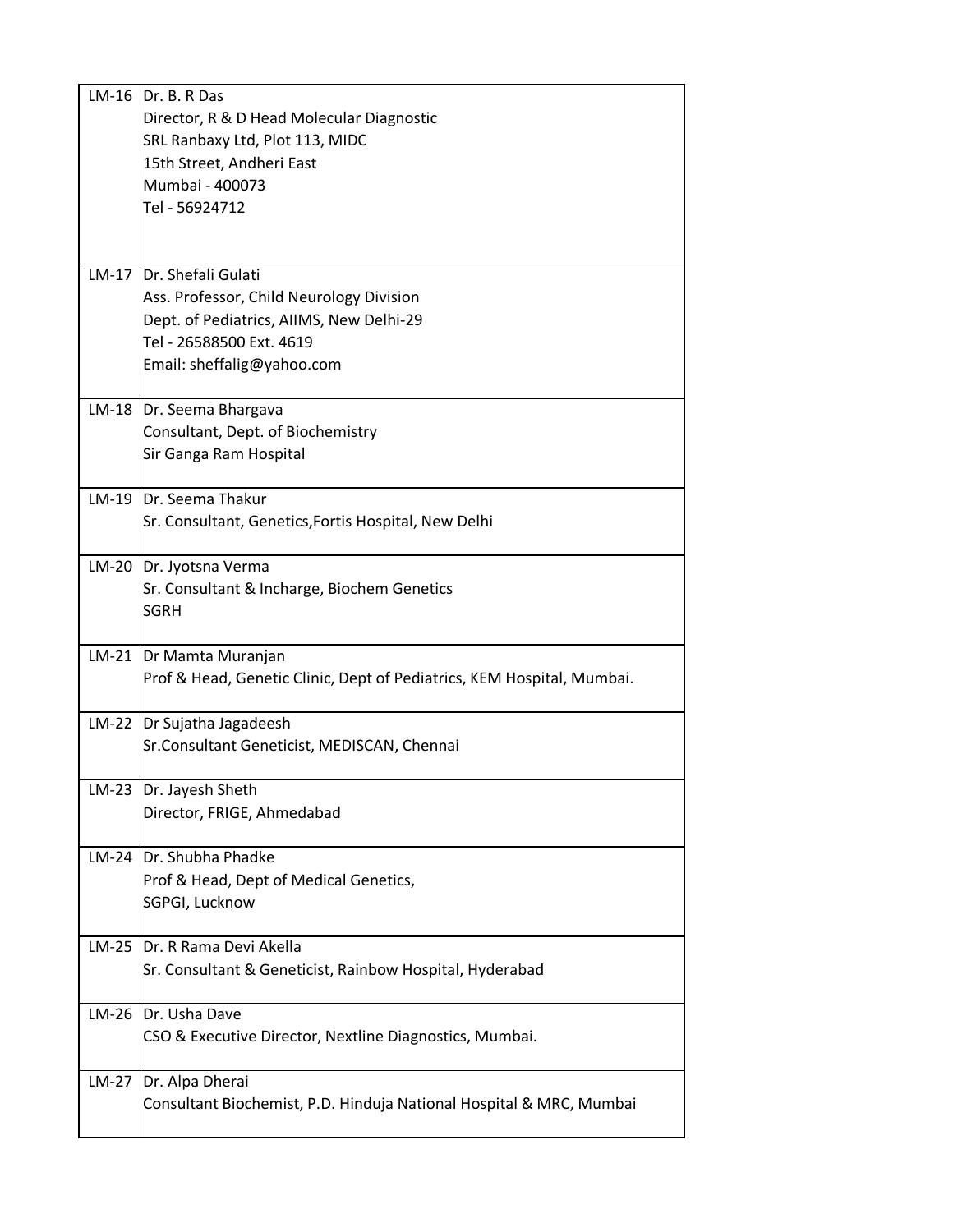| | |
|---|---|
| LM-16 | Dr. B. R Das<br>Director, R & D Head Molecular Diagnostic<br>SRL Ranbaxy Ltd, Plot 113, MIDC<br>15th Street, Andheri East<br>Mumbai - 400073<br>Tel - 56924712 |
| LM-17 | Dr. Shefali Gulati<br>Ass. Professor, Child Neurology Division<br>Dept. of Pediatrics, AIIMS, New Delhi-29<br>Tel - 26588500 Ext. 4619<br>Email: sheffalig@yahoo.com |
| LM-18 | Dr. Seema Bhargava<br>Consultant, Dept. of Biochemistry<br>Sir Ganga Ram Hospital |
| LM-19 | Dr. Seema Thakur<br>Sr. Consultant, Genetics,Fortis Hospital, New Delhi |
| LM-20 | Dr. Jyotsna Verma<br>Sr. Consultant & Incharge, Biochem Genetics<br>SGRH |
| LM-21 | Dr Mamta Muranjan<br>Prof & Head, Genetic Clinic, Dept of Pediatrics, KEM Hospital, Mumbai. |
| LM-22 | Dr Sujatha Jagadeesh<br>Sr.Consultant Geneticist, MEDISCAN, Chennai |
| LM-23 | Dr. Jayesh Sheth<br>Director, FRIGE, Ahmedabad |
| LM-24 | Dr. Shubha Phadke<br>Prof & Head, Dept of Medical Genetics,<br>SGPGI, Lucknow |
| LM-25 | Dr. R Rama Devi Akella<br>Sr. Consultant & Geneticist, Rainbow Hospital, Hyderabad |
| LM-26 | Dr. Usha Dave<br>CSO & Executive Director, Nextline Diagnostics, Mumbai. |
| LM-27 | Dr. Alpa Dherai<br>Consultant Biochemist, P.D. Hinduja National Hospital & MRC, Mumbai |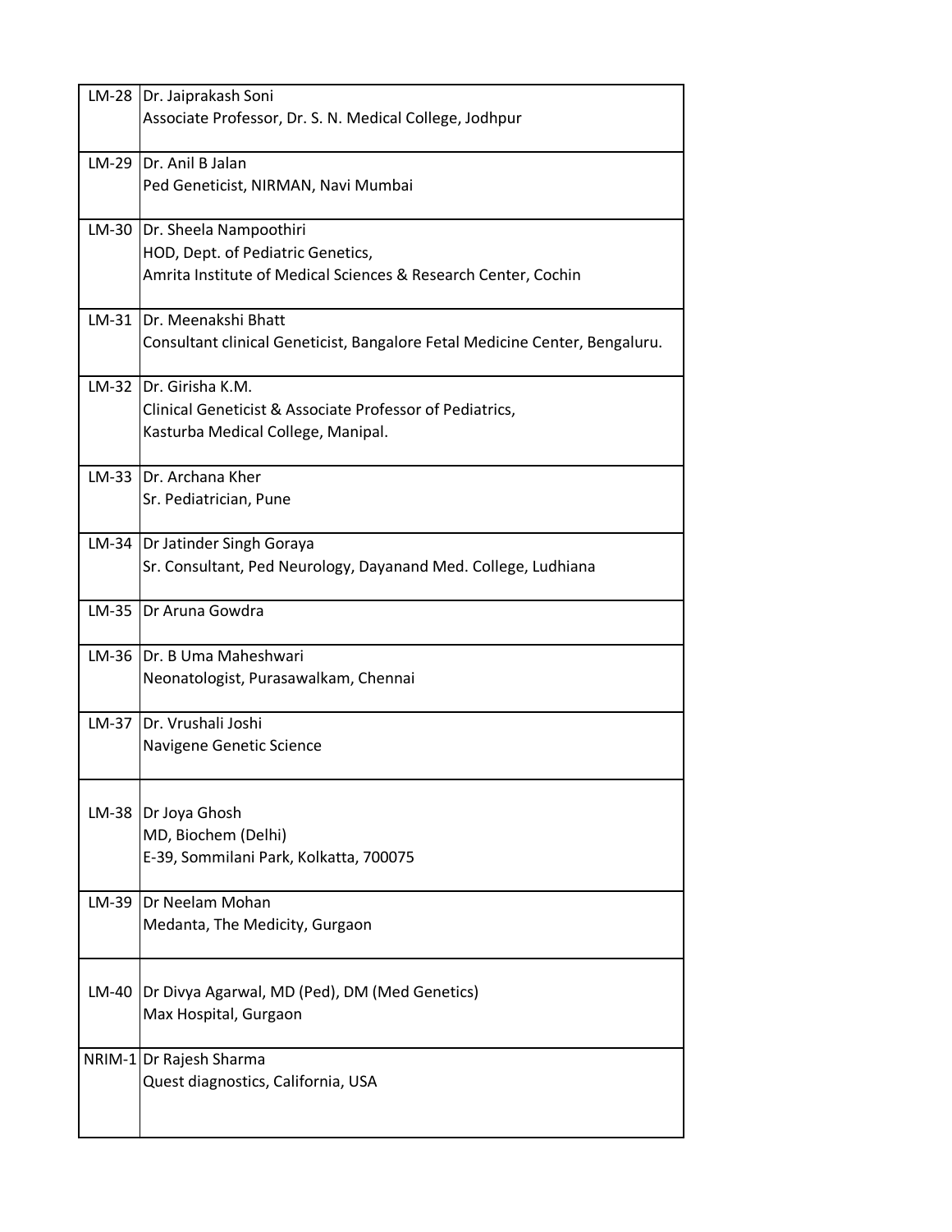| | |
|---|---|
| LM-28 | Dr. Jaiprakash Soni<br>Associate Professor, Dr. S. N. Medical College, Jodhpur |
| LM-29 | Dr. Anil B Jalan<br>Ped Geneticist, NIRMAN, Navi Mumbai |
| LM-30 | Dr. Sheela Nampoothiri<br>HOD, Dept. of Pediatric Genetics,<br>Amrita Institute of Medical Sciences & Research Center, Cochin |
| LM-31 | Dr. Meenakshi Bhatt<br>Consultant clinical Geneticist, Bangalore Fetal Medicine Center, Bengaluru. |
| LM-32 | Dr. Girisha K.M.<br>Clinical Geneticist & Associate Professor of Pediatrics,<br>Kasturba Medical College, Manipal. |
| LM-33 | Dr. Archana Kher<br>Sr. Pediatrician, Pune |
| LM-34 | Dr Jatinder Singh Goraya<br>Sr. Consultant, Ped Neurology, Dayanand Med. College, Ludhiana |
| LM-35 | Dr Aruna Gowdra |
| LM-36 | Dr. B Uma Maheshwari<br>Neonatologist, Purasawalkam, Chennai |
| LM-37 | Dr. Vrushali Joshi<br>Navigene Genetic Science |
| LM-38 | Dr Joya Ghosh<br>MD, Biochem (Delhi)<br>E-39, Sommilani Park, Kolkatta, 700075 |
| LM-39 | Dr Neelam Mohan<br>Medanta, The Medicity, Gurgaon |
| LM-40 | Dr Divya Agarwal, MD (Ped), DM (Med Genetics)<br>Max Hospital, Gurgaon |
| NRIM-1 | Dr Rajesh Sharma<br>Quest diagnostics, California, USA |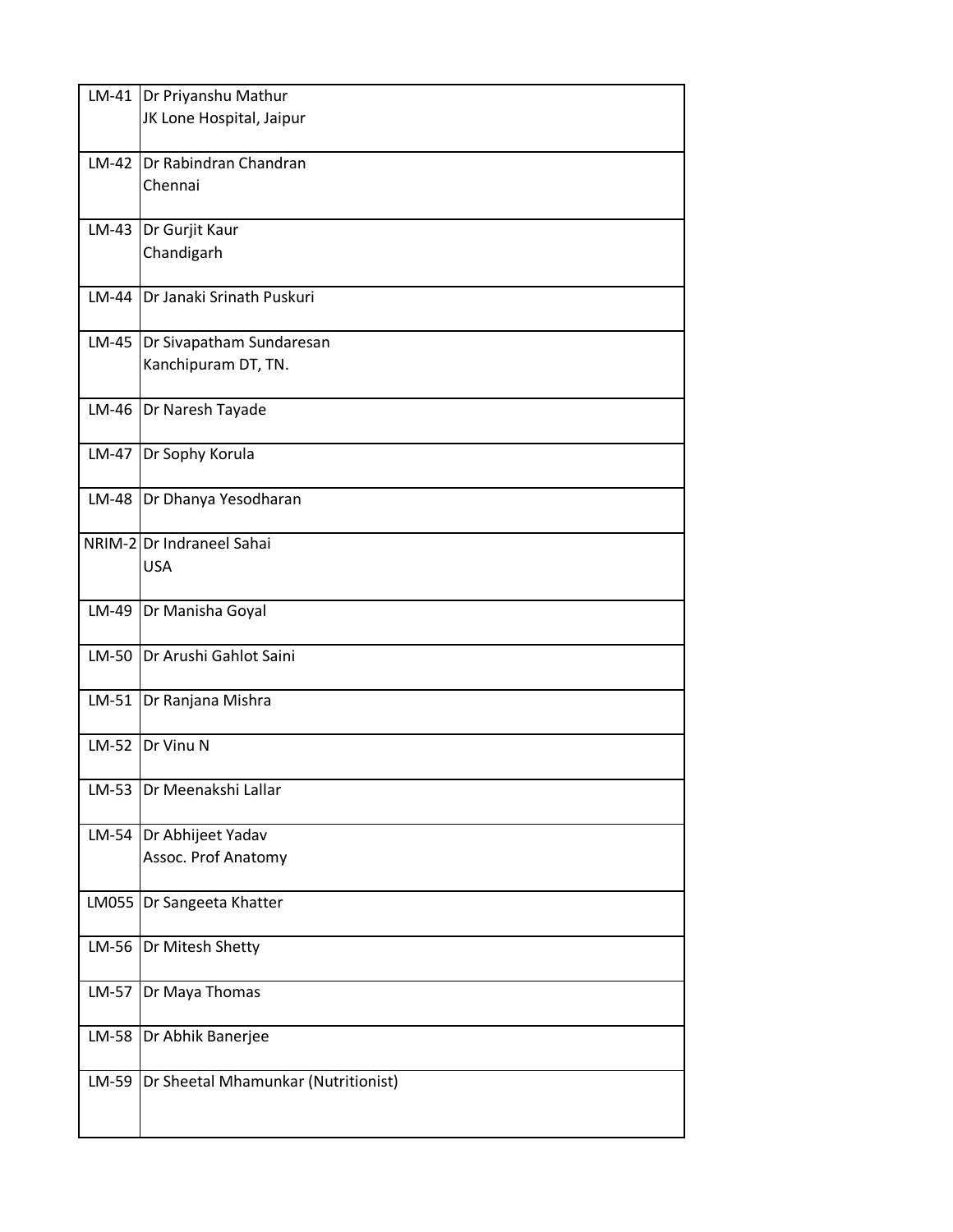| | |
|---|---|
| LM-41 | Dr Priyanshu Mathur<br>JK Lone Hospital, Jaipur |
| LM-42 | Dr Rabindran Chandran<br>Chennai |
| LM-43 | Dr Gurjit Kaur<br>Chandigarh |
| LM-44 | Dr Janaki Srinath Puskuri |
| LM-45 | Dr Sivapatham Sundaresan<br>Kanchipuram DT, TN. |
| LM-46 | Dr Naresh Tayade |
| LM-47 | Dr Sophy Korula |
| LM-48 | Dr Dhanya Yesodharan |
| NRIM-2 | Dr Indraneel Sahai<br>USA |
| LM-49 | Dr Manisha Goyal |
| LM-50 | Dr Arushi Gahlot Saini |
| LM-51 | Dr Ranjana Mishra |
| LM-52 | Dr Vinu N |
| LM-53 | Dr Meenakshi Lallar |
| LM-54 | Dr Abhijeet Yadav<br>Assoc. Prof Anatomy |
| LM055 | Dr Sangeeta Khatter |
| LM-56 | Dr Mitesh Shetty |
| LM-57 | Dr Maya Thomas |
| LM-58 | Dr Abhik Banerjee |
| LM-59 | Dr Sheetal Mhamunkar (Nutritionist) |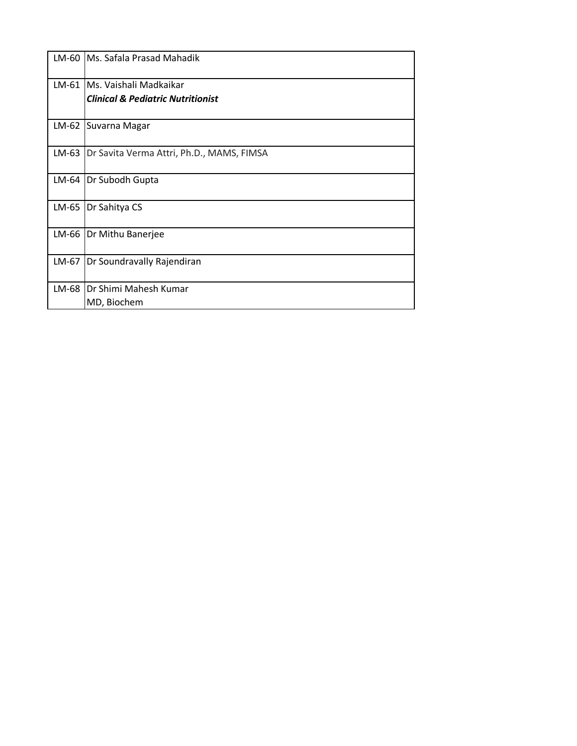| | |
|---|---|
| LM-60 | Ms. Safala Prasad Mahadik |
| LM-61 | Ms. Vaishali Madkaikar<br>***Clinical & Pediatric Nutritionist*** |
| LM-62 | Suvarna Magar |
| LM-63 | Dr Savita Verma Attri, Ph.D., MAMS, FIMSA |
| LM-64 | Dr Subodh Gupta |
| LM-65 | Dr Sahitya CS |
| LM-66 | Dr Mithu Banerjee |
| LM-67 | Dr Soundravally Rajendiran |
| LM-68 | Dr Shimi Mahesh Kumar<br>MD, Biochem |